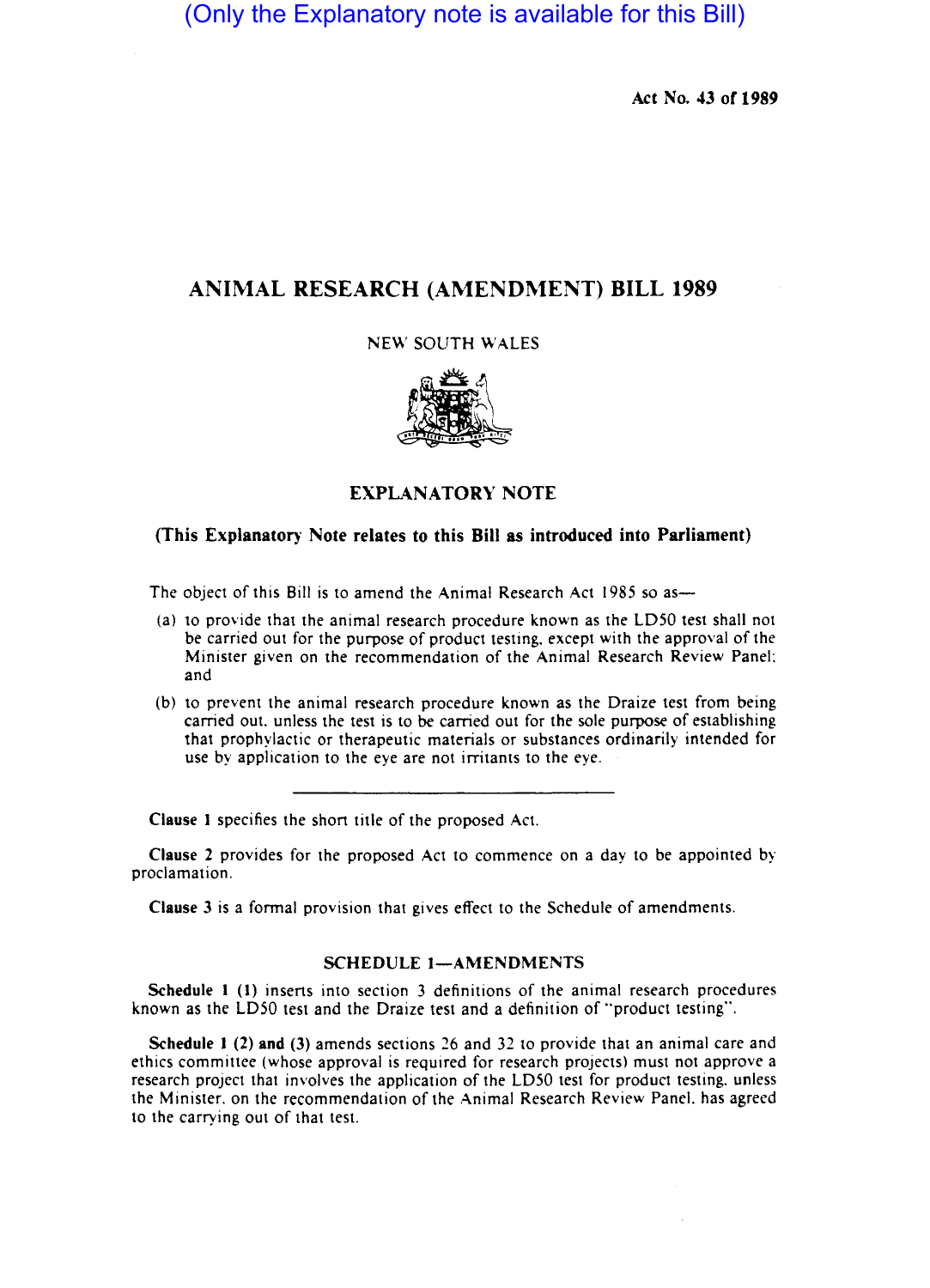(Only the Explanatory note is available for this Bill)

Act No. 43 of 1989

# ANIMAL RESEARCH (AMENDMENT) BILL 1989

NEW SOUTH WALES

## EXPLANATORY NOTE

**(This Explanatory Note relates to this Bill as introduced into Parliament)**

The object of this Bill is to amend the Animal Research Act 1985 so as—

(a) to provide that the animal research procedure known as the LD50 test shall not be carried out for the purpose of product testing, except with the approval of the Minister given on the recommendation of the Animal Research Review Panel; and

(b) to prevent the animal research procedure known as the Draize test from being carried out, unless the test is to be carried out for the sole purpose of establishing that prophylactic or therapeutic materials or substances ordinarily intended for use by application to the eye are not irritants to the eye.

---

**Clause 1** specifies the short title of the proposed Act.

**Clause 2** provides for the proposed Act to commence on a day to be appointed by proclamation.

**Clause 3** is a formal provision that gives effect to the Schedule of amendments.

### SCHEDULE 1—AMENDMENTS

**Schedule 1 (1)** inserts into section 3 definitions of the animal research procedures known as the LD50 test and the Draize test and a definition of "product testing".

**Schedule 1 (2) and (3)** amends sections 26 and 32 to provide that an animal care and ethics committee (whose approval is required for research projects) must not approve a research project that involves the application of the LD50 test for product testing, unless the Minister, on the recommendation of the Animal Research Review Panel, has agreed to the carrying out of that test.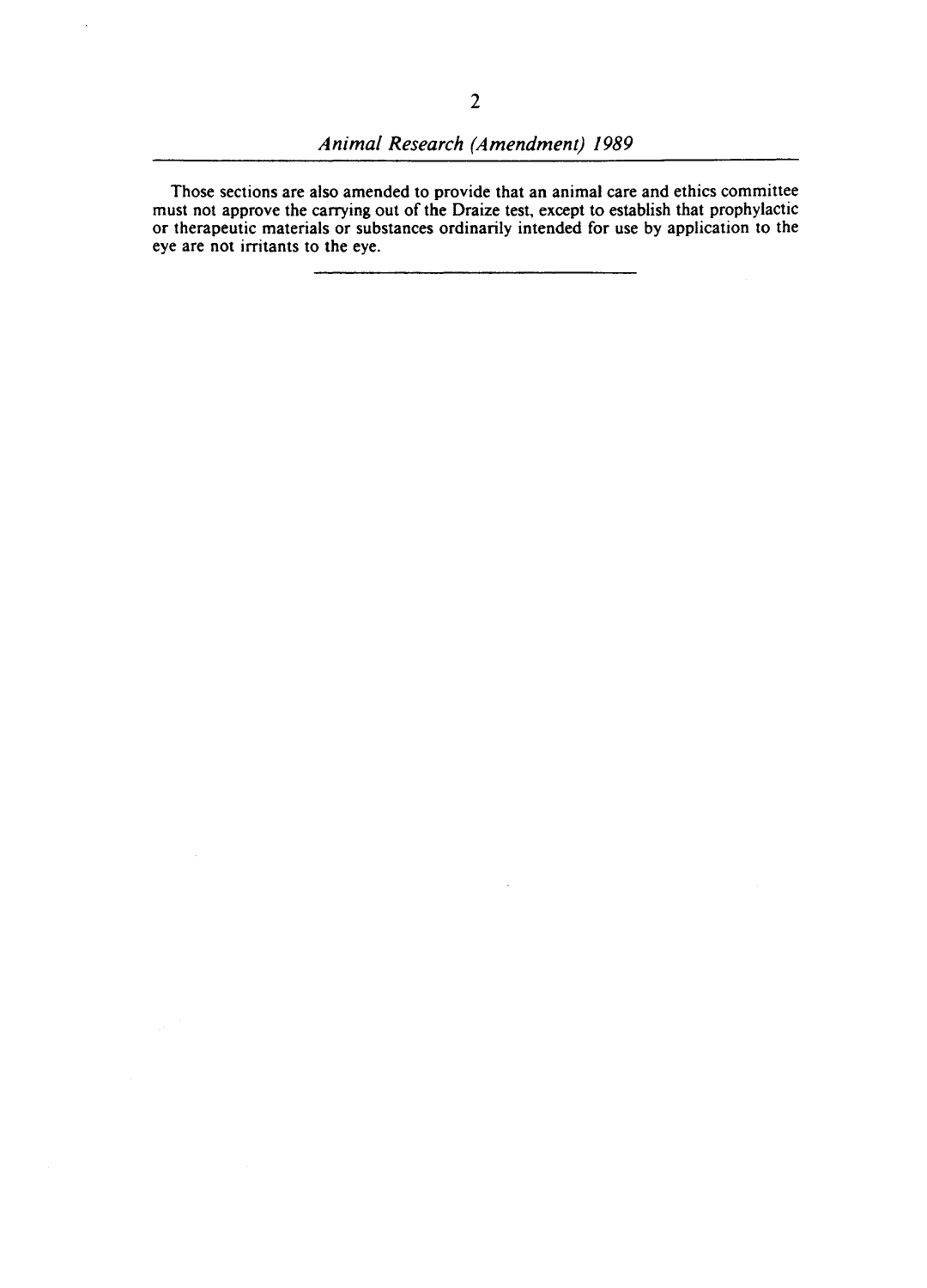Those sections are also amended to provide that an animal care and ethics committee must not approve the carrying out of the Draize test, except to establish that prophylactic or therapeutic materials or substances ordinarily intended for use by application to the eye are not irritants to the eye.